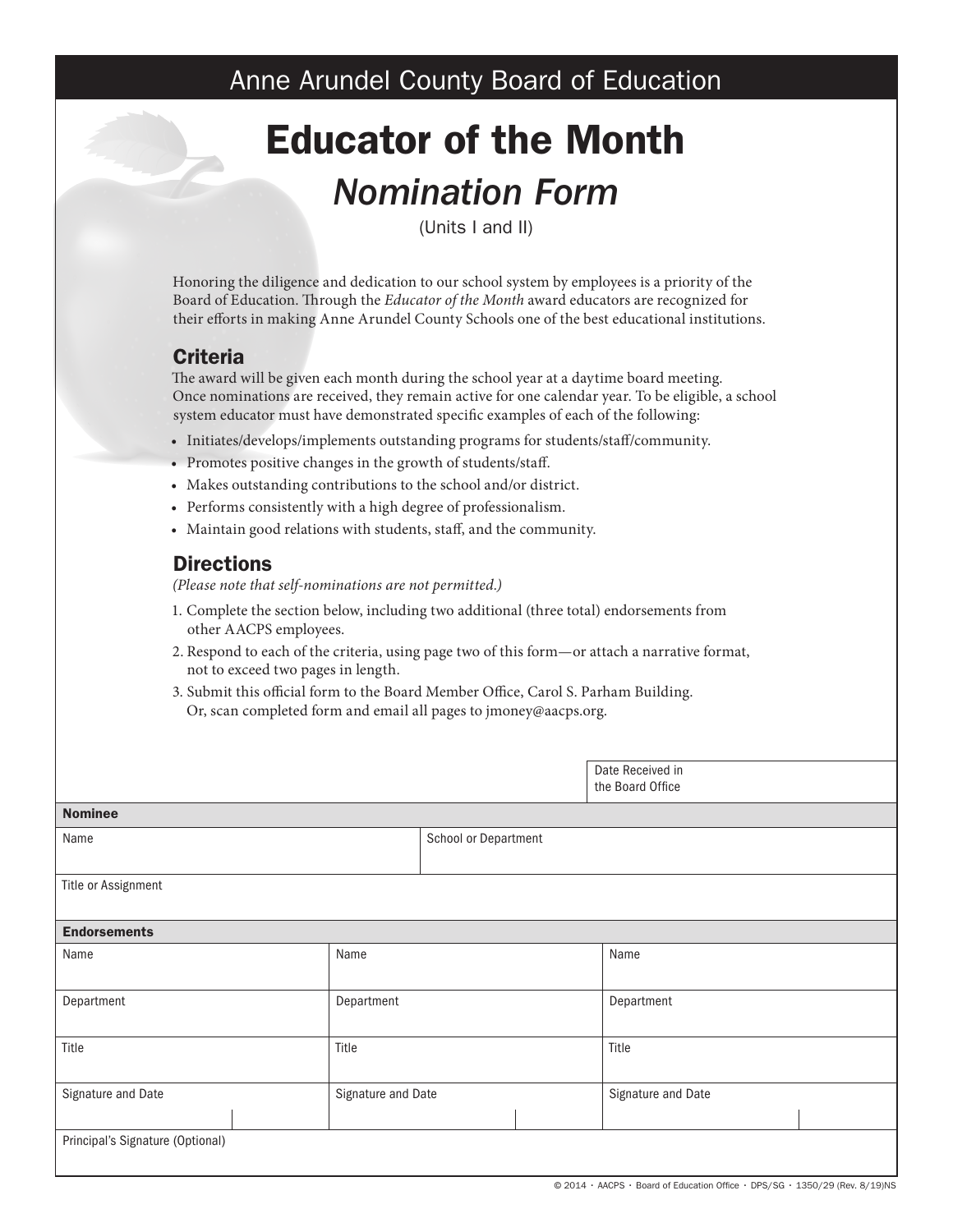Anne Arundel County Board of Education

# Educator of the Month

## *Nomination Form*

(Units I and II)

Honoring the diligence and dedication to our school system by employees is a priority of the Board of Education. Through the *Educator of the Month* award educators are recognized for their efforts in making Anne Arundel County Schools one of the best educational institutions.

### Criteria

The award will be given each month during the school year at a daytime board meeting. Once nominations are received, they remain active for one calendar year. To be eligible, a school system educator must have demonstrated specific examples of each of the following:

- Initiates/develops/implements outstanding programs for students/staff/community.
- Promotes positive changes in the growth of students/staff.
- Makes outstanding contributions to the school and/or district.
- Performs consistently with a high degree of professionalism.
- Maintain good relations with students, staff, and the community.

### Directions

*(Please note that self-nominations are not permitted.)*

1. Complete the section below, including two additional (three total) endorsements from other AACPS employees.
2. Respond to each of the criteria, using page two of this form—or attach a narrative format, not to exceed two pages in length.
3. Submit this official form to the Board Member Office, Carol S. Parham Building. Or, scan completed form and email all pages to jmoney@aacps.org.

| Date Received in the Board Office |
|---|
| |

| **Nominee** | |
|---|---|
| Name | School or Department |
| Title or Assignment | |

| **Endorsements** | | |
|---|---|---|
| Name | Name | Name |
| Department | Department | Department |
| Title | Title | Title |
| Signature and Date | Signature and Date | Signature and Date |
| Principal's Signature (Optional) | | |

© 2014 · AACPS · Board of Education Office · DPS/SG · 1350/29 (Rev. 8/19)NS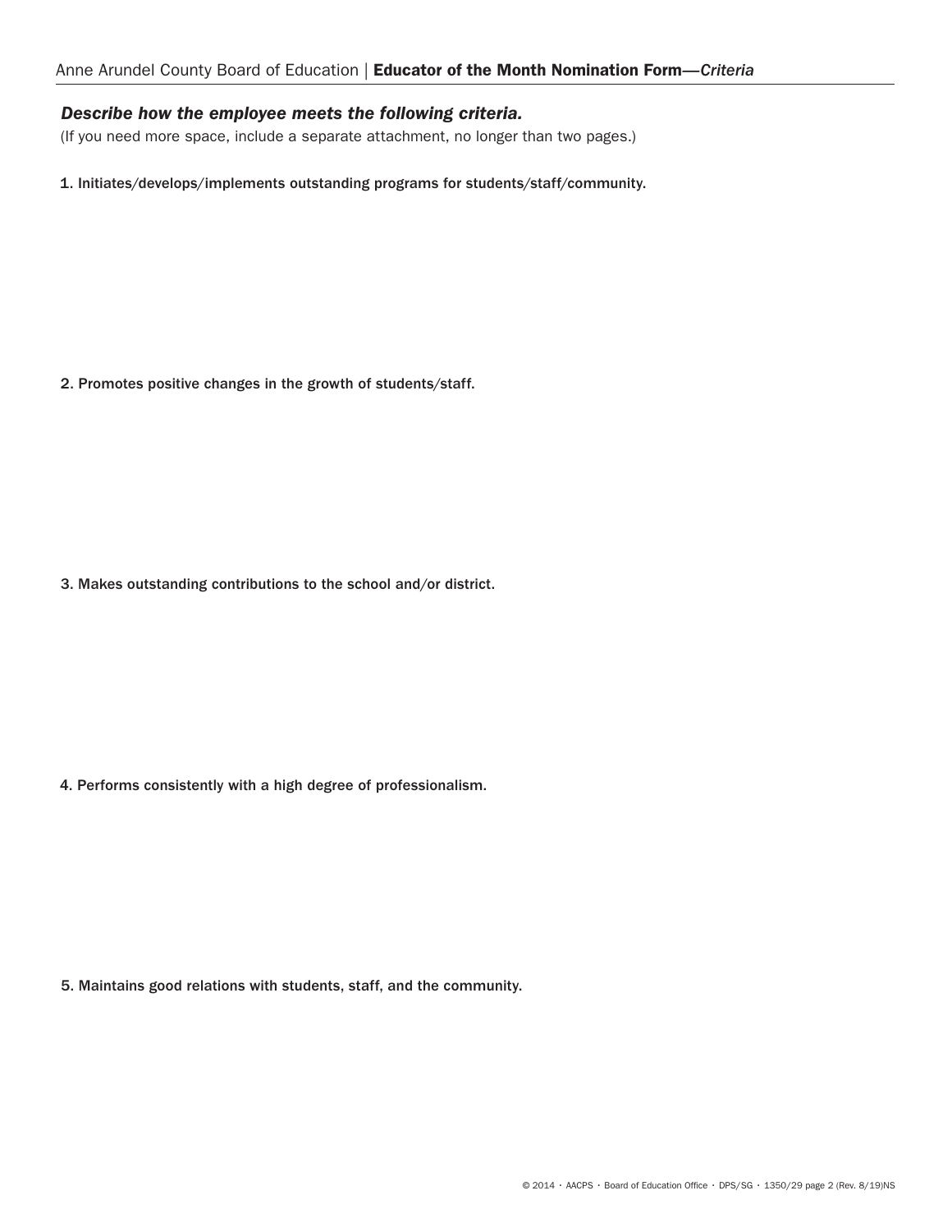Anne Arundel County Board of Education | **Educator of the Month Nomination Form—*Criteria***

***Describe how the employee meets the following criteria.***

(If you need more space, include a separate attachment, no longer than two pages.)

1. Initiates/develops/implements outstanding programs for students/staff/community.

2. Promotes positive changes in the growth of students/staff.

3. Makes outstanding contributions to the school and/or district.

4. Performs consistently with a high degree of professionalism.

5. Maintains good relations with students, staff, and the community.

© 2014 · AACPS · Board of Education Office · DPS/SG · 1350/29 page 2 (Rev. 8/19)NS